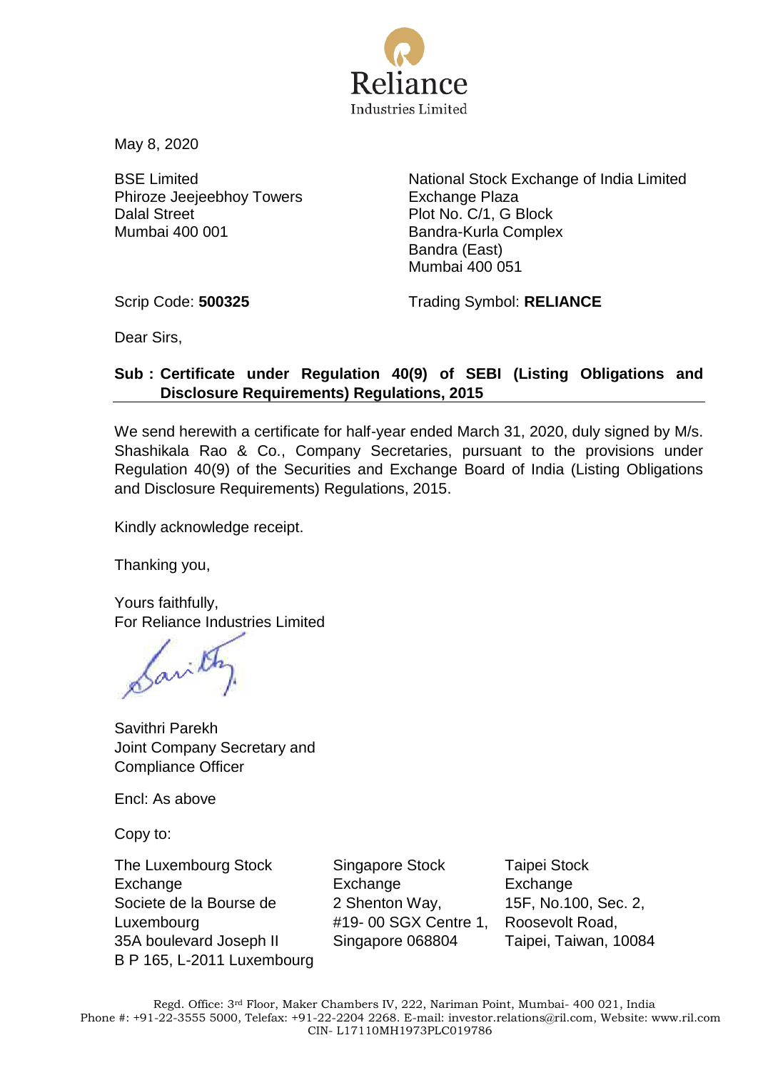Reliance
Industries Limited

May 8, 2020

BSE Limited
Phiroze Jeejeebhoy Towers
Dalal Street
Mumbai 400 001

National Stock Exchange of India Limited
Exchange Plaza
Plot No. C/1, G Block
Bandra-Kurla Complex
Bandra (East)
Mumbai 400 051

Scrip Code: **500325**

Trading Symbol: **RELIANCE**

Dear Sirs,

**Sub : Certificate under Regulation 40(9) of SEBI (Listing Obligations and Disclosure Requirements) Regulations, 2015**

We send herewith a certificate for half-year ended March 31, 2020, duly signed by M/s. Shashikala Rao & Co., Company Secretaries, pursuant to the provisions under Regulation 40(9) of the Securities and Exchange Board of India (Listing Obligations and Disclosure Requirements) Regulations, 2015.

Kindly acknowledge receipt.

Thanking you,

Yours faithfully,
For Reliance Industries Limited

Savithri Parekh
Joint Company Secretary and
Compliance Officer

Encl: As above

Copy to:

The Luxembourg Stock Exchange
Societe de la Bourse de Luxembourg
35A boulevard Joseph II
B P 165, L-2011 Luxembourg

Singapore Stock Exchange
2 Shenton Way,
#19- 00 SGX Centre 1,
Singapore 068804

Taipei Stock Exchange
15F, No.100, Sec. 2,
Roosevolt Road,
Taipei, Taiwan, 10084

Regd. Office: 3rd Floor, Maker Chambers IV, 222, Nariman Point, Mumbai- 400 021, India
Phone #: +91-22-3555 5000, Telefax: +91-22-2204 2268. E-mail: investor.relations@ril.com, Website: www.ril.com
CIN- L17110MH1973PLC019786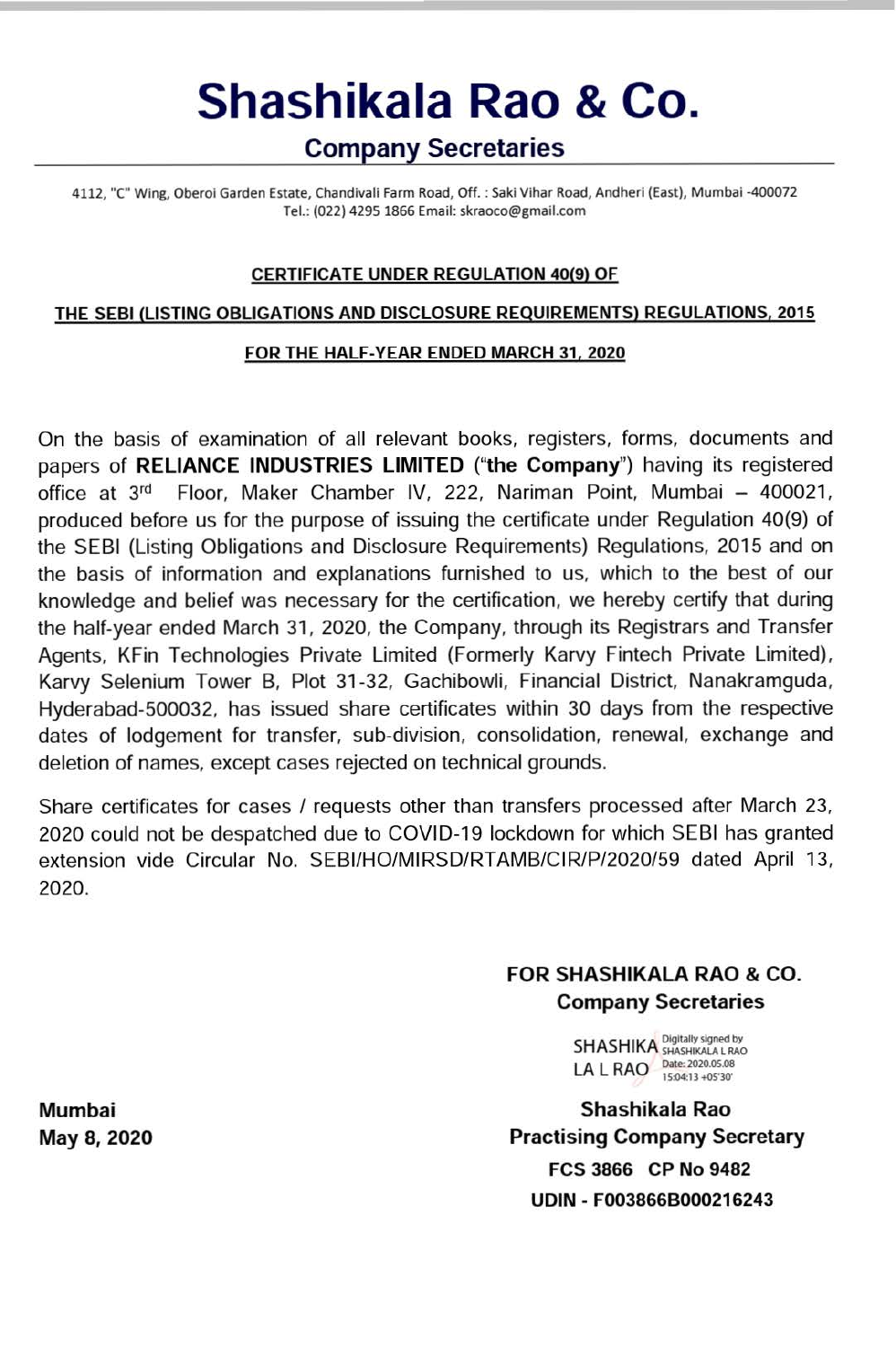# Shashikala Rao & Co.

## Company Secretaries

4112, "C" Wing, Oberoi Garden Estate, Chandivali Farm Road, Off. : Saki Vihar Road, Andheri (East), Mumbai -400072
Tel.: (022) 4295 1866 Email: skraoco@gmail.com

**CERTIFICATE UNDER REGULATION 40(9) OF**

**THE SEBI (LISTING OBLIGATIONS AND DISCLOSURE REQUIREMENTS) REGULATIONS, 2015**

**FOR THE HALF-YEAR ENDED MARCH 31, 2020**

On the basis of examination of all relevant books, registers, forms, documents and papers of **RELIANCE INDUSTRIES LIMITED** ("**the Company**") having its registered office at 3rd Floor, Maker Chamber IV, 222, Nariman Point, Mumbai – 400021, produced before us for the purpose of issuing the certificate under Regulation 40(9) of the SEBI (Listing Obligations and Disclosure Requirements) Regulations, 2015 and on the basis of information and explanations furnished to us, which to the best of our knowledge and belief was necessary for the certification, we hereby certify that during the half-year ended March 31, 2020, the Company, through its Registrars and Transfer Agents, KFin Technologies Private Limited (Formerly Karvy Fintech Private Limited), Karvy Selenium Tower B, Plot 31-32, Gachibowli, Financial District, Nanakramguda, Hyderabad-500032, has issued share certificates within 30 days from the respective dates of lodgement for transfer, sub-division, consolidation, renewal, exchange and deletion of names, except cases rejected on technical grounds.

Share certificates for cases / requests other than transfers processed after March 23, 2020 could not be despatched due to COVID-19 lockdown for which SEBI has granted extension vide Circular No. SEBI/HO/MIRSD/RTAMB/CIR/P/2020/59 dated April 13, 2020.

**FOR SHASHIKALA RAO & CO.**
**Company Secretaries**

SHASHIKALA L RAO
Digitally signed by SHASHIKALA L RAO
Date: 2020.05.08 15:04:13 +05'30'

**Mumbai**
**May 8, 2020**

**Shashikala Rao**
**Practising Company Secretary**
**FCS 3866 CP No 9482**
**UDIN - F003866B000216243**